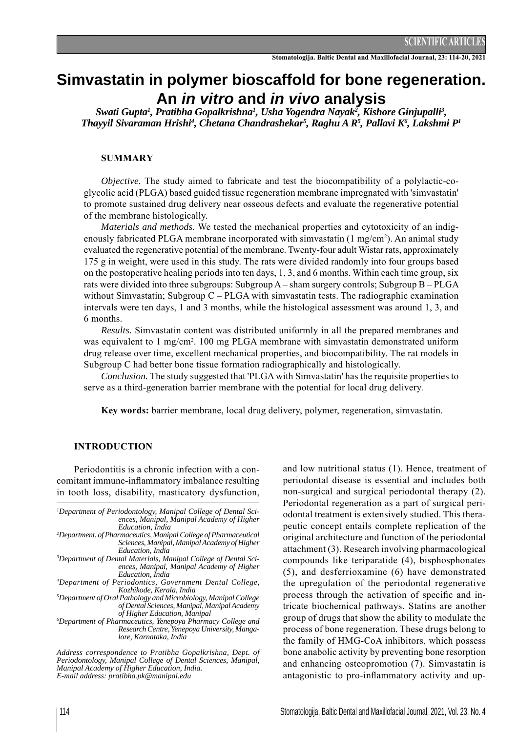# Simvastatin in polymer bioscaffold for bone regeneration. An *in vitro* and *in vivo* analysis

*Swati Gupta[1], Pratibha Gopalkrishna[1], Usha Yogendra Nayak[2], Kishore Ginjupalli[3], Thayyil Sivaraman Hrishi[4], Chetana Chandrashekar[5], Raghu A R[5], Pallavi K[6], Lakshmi P[1]*

## SUMMARY

*Objective.* The study aimed to fabricate and test the biocompatibility of a polylactic-co-glycolic acid (PLGA) based guided tissue regeneration membrane impregnated with 'simvastatin' to promote sustained drug delivery near osseous defects and evaluate the regenerative potential of the membrane histologically.

*Materials and methods.* We tested the mechanical properties and cytotoxicity of an indigenously fabricated PLGA membrane incorporated with simvastatin (1 mg/cm$^2$). An animal study evaluated the regenerative potential of the membrane. Twenty-four adult Wistar rats, approximately 175 g in weight, were used in this study. The rats were divided randomly into four groups based on the postoperative healing periods into ten days, 1, 3, and 6 months. Within each time group, six rats were divided into three subgroups: Subgroup A – sham surgery controls; Subgroup B – PLGA without Simvastatin; Subgroup C – PLGA with simvastatin tests. The radiographic examination intervals were ten days, 1 and 3 months, while the histological assessment was around 1, 3, and 6 months.

*Results.* Simvastatin content was distributed uniformly in all the prepared membranes and was equivalent to 1 mg/cm$^2$. 100 mg PLGA membrane with simvastatin demonstrated uniform drug release over time, excellent mechanical properties, and biocompatibility. The rat models in Subgroup C had better bone tissue formation radiographically and histologically.

*Conclusion.* The study suggested that 'PLGA with Simvastatin' has the requisite properties to serve as a third-generation barrier membrane with the potential for local drug delivery.

**Key words:** barrier membrane, local drug delivery, polymer, regeneration, simvastatin.

## INTRODUCTION

Periodontitis is a chronic infection with a concomitant immune-inflammatory imbalance resulting in tooth loss, disability, masticatory dysfunction, and low nutritional status (1). Hence, treatment of periodontal disease is essential and includes both non-surgical and surgical periodontal therapy (2). Periodontal regeneration as a part of surgical periodontal treatment is extensively studied. This therapeutic concept entails complete replication of the original architecture and function of the periodontal attachment (3). Research involving pharmacological compounds like teriparatide (4), bisphosphonates (5), and desferrioxamine (6) have demonstrated the upregulation of the periodontal regenerative process through the activation of specific and intricate biochemical pathways. Statins are another group of drugs that show the ability to modulate the process of bone regeneration. These drugs belong to the family of HMG-CoA inhibitors, which possess bone anabolic activity by preventing bone resorption and enhancing osteopromotion (7). Simvastatin is antagonistic to pro-inflammatory activity and up-

---

*[1]Department of Periodontology, Manipal College of Dental Sciences, Manipal, Manipal Academy of Higher Education, India*
*[2]Department. of Pharmaceutics, Manipal College of Pharmaceutical Sciences, Manipal, Manipal Academy of Higher Education, India*
*[3]Department of Dental Materials, Manipal College of Dental Sciences, Manipal, Manipal Academy of Higher Education, India*
*[4]Department of Periodontics, Government Dental College, Kozhikode, Kerala, India*
*[5]Department of Oral Pathology and Microbiology, Manipal College of Dental Sciences, Manipal, Manipal Academy of Higher Education, Manipal*
*[6]Department of Pharmaceutics, Yenepoya Pharmacy College and Research Centre, Yenepoya University, Mangalore, Karnataka, India*

*Address correspondence to Pratibha Gopalkrishna, Dept. of Periodontology, Manipal College of Dental Sciences, Manipal, Manipal Academy of Higher Education, India.*
*E-mail address: pratibha.pk@manipal.edu*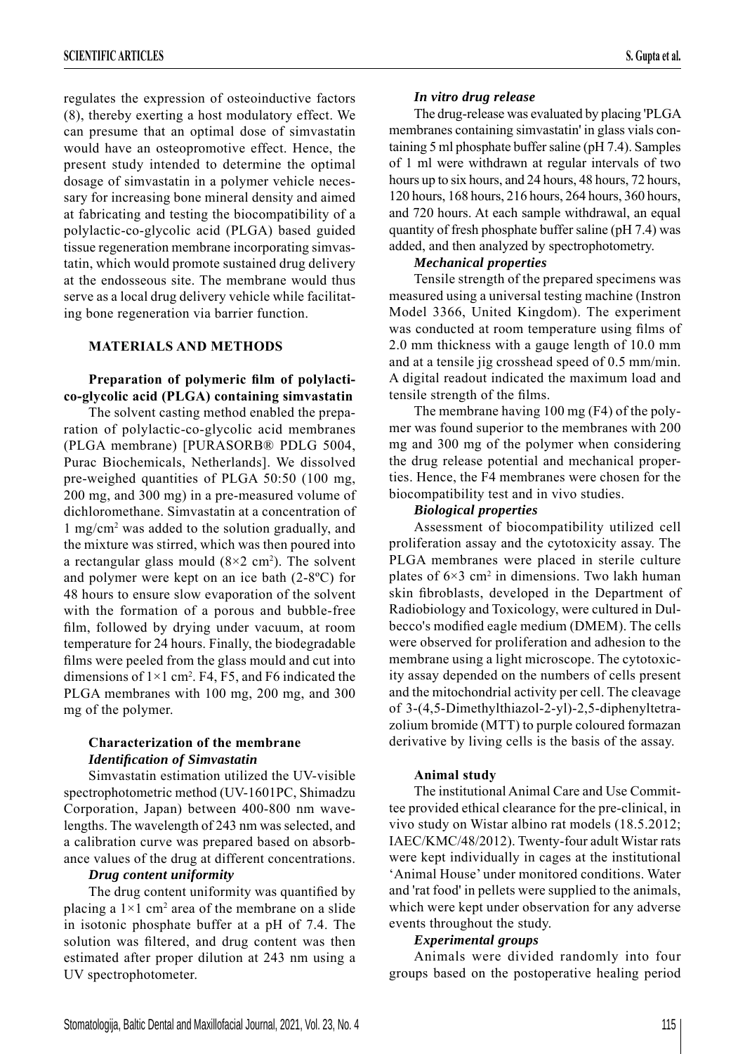regulates the expression of osteoinductive factors (8), thereby exerting a host modulatory effect. We can presume that an optimal dose of simvastatin would have an osteopromotive effect. Hence, the present study intended to determine the optimal dosage of simvastatin in a polymer vehicle necessary for increasing bone mineral density and aimed at fabricating and testing the biocompatibility of a polylactic-co-glycolic acid (PLGA) based guided tissue regeneration membrane incorporating simvastatin, which would promote sustained drug delivery at the endosseous site. The membrane would thus serve as a local drug delivery vehicle while facilitating bone regeneration via barrier function.

## MATERIALS AND METHODS

### Preparation of polymeric film of polylactic-co-glycolic acid (PLGA) containing simvastatin

The solvent casting method enabled the preparation of polylactic-co-glycolic acid membranes (PLGA membrane) [PURASORB® PDLG 5004, Purac Biochemicals, Netherlands]. We dissolved pre-weighed quantities of PLGA 50:50 (100 mg, 200 mg, and 300 mg) in a pre-measured volume of dichloromethane. Simvastatin at a concentration of 1 mg/cm$^2$ was added to the solution gradually, and the mixture was stirred, which was then poured into a rectangular glass mould ($8\times2$ cm$^2$). The solvent and polymer were kept on an ice bath (2-8ºC) for 48 hours to ensure slow evaporation of the solvent with the formation of a porous and bubble-free film, followed by drying under vacuum, at room temperature for 24 hours. Finally, the biodegradable films were peeled from the glass mould and cut into dimensions of $1\times1$ cm$^2$. F4, F5, and F6 indicated the PLGA membranes with 100 mg, 200 mg, and 300 mg of the polymer.

### Characterization of the membrane

#### *Identification of Simvastatin*

Simvastatin estimation utilized the UV-visible spectrophotometric method (UV-1601PC, Shimadzu Corporation, Japan) between 400-800 nm wavelengths. The wavelength of 243 nm was selected, and a calibration curve was prepared based on absorbance values of the drug at different concentrations.

#### *Drug content uniformity*

The drug content uniformity was quantified by placing a $1\times1$ cm$^2$ area of the membrane on a slide in isotonic phosphate buffer at a pH of 7.4. The solution was filtered, and drug content was then estimated after proper dilution at 243 nm using a UV spectrophotometer.

#### *In vitro drug release*

The drug-release was evaluated by placing 'PLGA membranes containing simvastatin' in glass vials containing 5 ml phosphate buffer saline (pH 7.4). Samples of 1 ml were withdrawn at regular intervals of two hours up to six hours, and 24 hours, 48 hours, 72 hours, 120 hours, 168 hours, 216 hours, 264 hours, 360 hours, and 720 hours. At each sample withdrawal, an equal quantity of fresh phosphate buffer saline (pH 7.4) was added, and then analyzed by spectrophotometry.

#### *Mechanical properties*

Tensile strength of the prepared specimens was measured using a universal testing machine (Instron Model 3366, United Kingdom). The experiment was conducted at room temperature using films of 2.0 mm thickness with a gauge length of 10.0 mm and at a tensile jig crosshead speed of 0.5 mm/min. A digital readout indicated the maximum load and tensile strength of the films.

The membrane having 100 mg (F4) of the polymer was found superior to the membranes with 200 mg and 300 mg of the polymer when considering the drug release potential and mechanical properties. Hence, the F4 membranes were chosen for the biocompatibility test and in vivo studies.

#### *Biological properties*

Assessment of biocompatibility utilized cell proliferation assay and the cytotoxicity assay. The PLGA membranes were placed in sterile culture plates of $6\times3$ cm$^2$ in dimensions. Two lakh human skin fibroblasts, developed in the Department of Radiobiology and Toxicology, were cultured in Dulbecco's modified eagle medium (DMEM). The cells were observed for proliferation and adhesion to the membrane using a light microscope. The cytotoxicity assay depended on the numbers of cells present and the mitochondrial activity per cell. The cleavage of 3-(4,5-Dimethylthiazol-2-yl)-2,5-diphenyltetrazolium bromide (MTT) to purple coloured formazan derivative by living cells is the basis of the assay.

### Animal study

The institutional Animal Care and Use Committee provided ethical clearance for the pre-clinical, in vivo study on Wistar albino rat models (18.5.2012; IAEC/KMC/48/2012). Twenty-four adult Wistar rats were kept individually in cages at the institutional 'Animal House' under monitored conditions. Water and 'rat food' in pellets were supplied to the animals, which were kept under observation for any adverse events throughout the study.

#### *Experimental groups*

Animals were divided randomly into four groups based on the postoperative healing period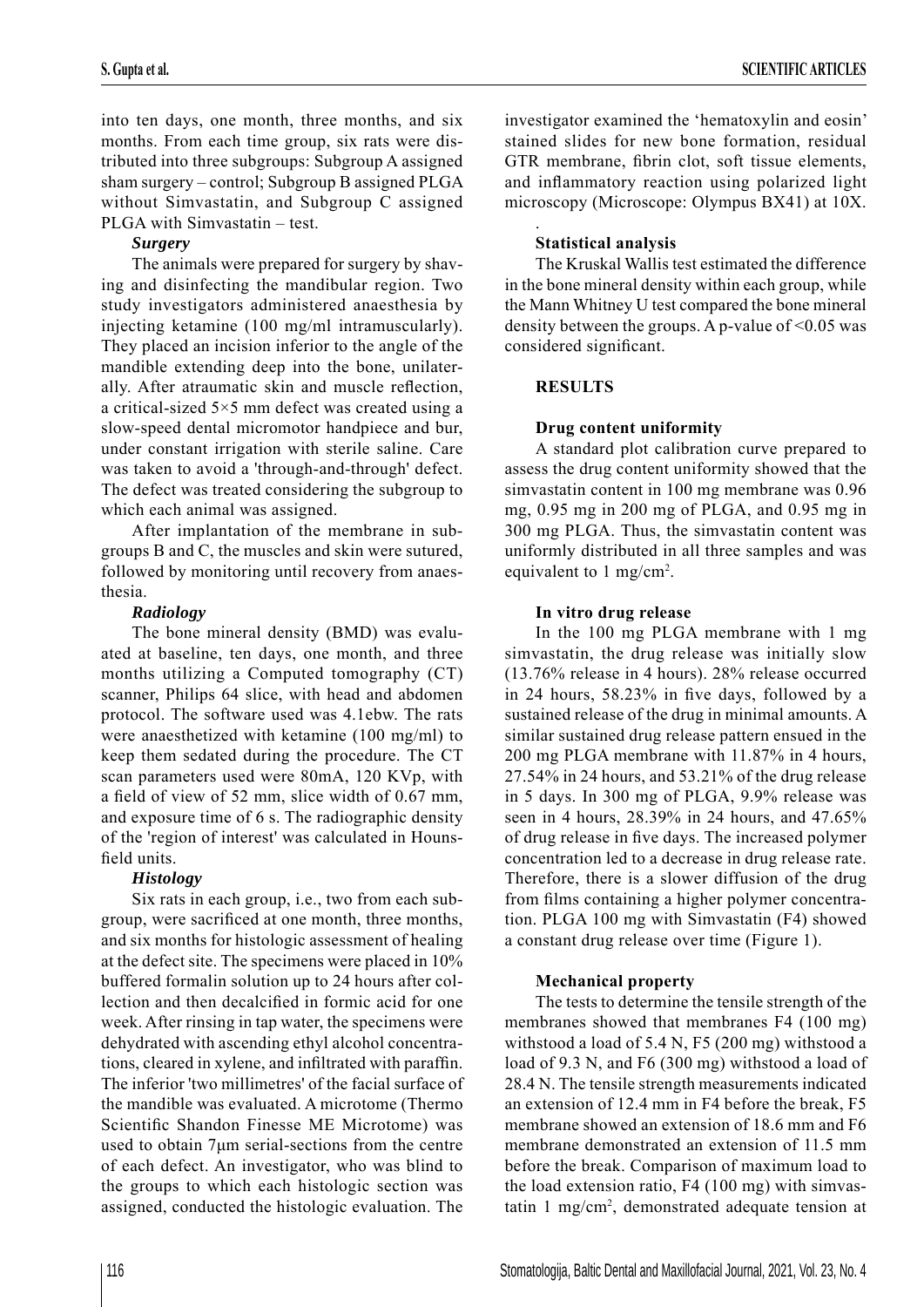into ten days, one month, three months, and six months. From each time group, six rats were distributed into three subgroups: Subgroup A assigned sham surgery – control; Subgroup B assigned PLGA without Simvastatin, and Subgroup C assigned PLGA with Simvastatin – test.

### *Surgery*

The animals were prepared for surgery by shaving and disinfecting the mandibular region. Two study investigators administered anaesthesia by injecting ketamine (100 mg/ml intramuscularly). They placed an incision inferior to the angle of the mandible extending deep into the bone, unilaterally. After atraumatic skin and muscle reflection, a critical-sized 5×5 mm defect was created using a slow-speed dental micromotor handpiece and bur, under constant irrigation with sterile saline. Care was taken to avoid a 'through-and-through' defect. The defect was treated considering the subgroup to which each animal was assigned.

After implantation of the membrane in subgroups B and C, the muscles and skin were sutured, followed by monitoring until recovery from anaesthesia.

### *Radiology*

The bone mineral density (BMD) was evaluated at baseline, ten days, one month, and three months utilizing a Computed tomography (CT) scanner, Philips 64 slice, with head and abdomen protocol. The software used was 4.1ebw. The rats were anaesthetized with ketamine (100 mg/ml) to keep them sedated during the procedure. The CT scan parameters used were 80mA, 120 KVp, with a field of view of 52 mm, slice width of 0.67 mm, and exposure time of 6 s. The radiographic density of the 'region of interest' was calculated in Hounsfield units.

### *Histology*

Six rats in each group, i.e., two from each subgroup, were sacrificed at one month, three months, and six months for histologic assessment of healing at the defect site. The specimens were placed in 10% buffered formalin solution up to 24 hours after collection and then decalcified in formic acid for one week. After rinsing in tap water, the specimens were dehydrated with ascending ethyl alcohol concentrations, cleared in xylene, and infiltrated with paraffin. The inferior 'two millimetres' of the facial surface of the mandible was evaluated. A microtome (Thermo Scientific Shandon Finesse ME Microtome) was used to obtain 7μm serial-sections from the centre of each defect. An investigator, who was blind to the groups to which each histologic section was assigned, conducted the histologic evaluation. The investigator examined the 'hematoxylin and eosin' stained slides for new bone formation, residual GTR membrane, fibrin clot, soft tissue elements, and inflammatory reaction using polarized light microscopy (Microscope: Olympus BX41) at 10X.

### Statistical analysis

The Kruskal Wallis test estimated the difference in the bone mineral density within each group, while the Mann Whitney U test compared the bone mineral density between the groups. A p-value of <0.05 was considered significant.

## RESULTS

### Drug content uniformity

A standard plot calibration curve prepared to assess the drug content uniformity showed that the simvastatin content in 100 mg membrane was 0.96 mg, 0.95 mg in 200 mg of PLGA, and 0.95 mg in 300 mg PLGA. Thus, the simvastatin content was uniformly distributed in all three samples and was equivalent to 1 mg/cm$^2$.

### In vitro drug release

In the 100 mg PLGA membrane with 1 mg simvastatin, the drug release was initially slow (13.76% release in 4 hours). 28% release occurred in 24 hours, 58.23% in five days, followed by a sustained release of the drug in minimal amounts. A similar sustained drug release pattern ensued in the 200 mg PLGA membrane with 11.87% in 4 hours, 27.54% in 24 hours, and 53.21% of the drug release in 5 days. In 300 mg of PLGA, 9.9% release was seen in 4 hours, 28.39% in 24 hours, and 47.65% of drug release in five days. The increased polymer concentration led to a decrease in drug release rate. Therefore, there is a slower diffusion of the drug from films containing a higher polymer concentration. PLGA 100 mg with Simvastatin (F4) showed a constant drug release over time (Figure 1).

### Mechanical property

The tests to determine the tensile strength of the membranes showed that membranes F4 (100 mg) withstood a load of 5.4 N, F5 (200 mg) withstood a load of 9.3 N, and F6 (300 mg) withstood a load of 28.4 N. The tensile strength measurements indicated an extension of 12.4 mm in F4 before the break, F5 membrane showed an extension of 18.6 mm and F6 membrane demonstrated an extension of 11.5 mm before the break. Comparison of maximum load to the load extension ratio, F4 (100 mg) with simvastatin 1 mg/cm$^2$, demonstrated adequate tension at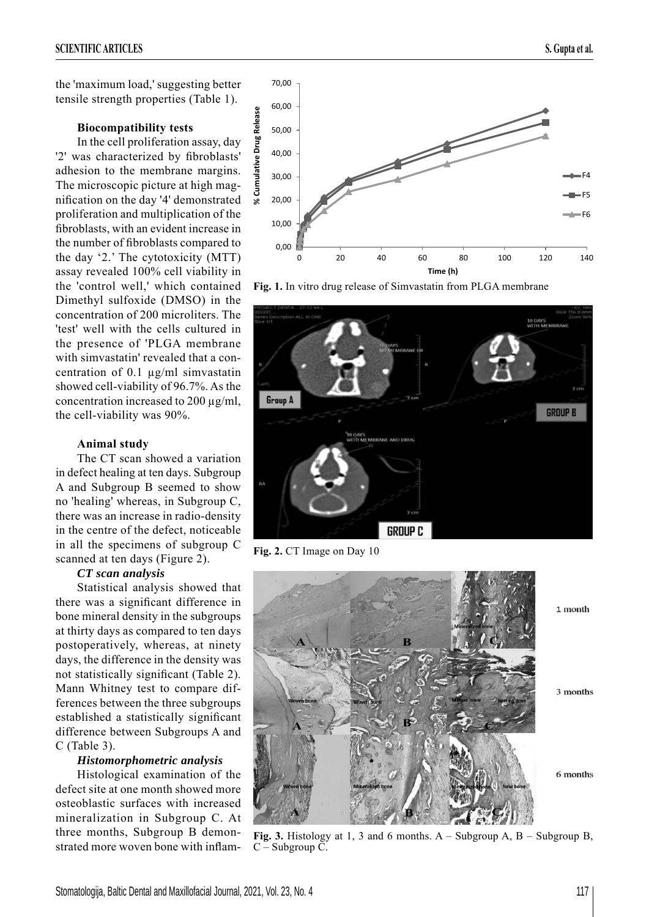the 'maximum load,' suggesting better tensile strength properties (Table 1).

#### Biocompatibility tests

In the cell proliferation assay, day '2' was characterized by fibroblasts' adhesion to the membrane margins. The microscopic picture at high magnification on the day '4' demonstrated proliferation and multiplication of the fibroblasts, with an evident increase in the number of fibroblasts compared to the day '2.' The cytotoxicity (MTT) assay revealed 100% cell viability in the 'control well,' which contained Dimethyl sulfoxide (DMSO) in the concentration of 200 microliters. The 'test' well with the cells cultured in the presence of 'PLGA membrane with simvastatin' revealed that a concentration of 0.1 µg/ml simvastatin showed cell-viability of 96.7%. As the concentration increased to 200 µg/ml, the cell-viability was 90%.

#### Animal study

The CT scan showed a variation in defect healing at ten days. Subgroup A and Subgroup B seemed to show no 'healing' whereas, in Subgroup C, there was an increase in radio-density in the centre of the defect, noticeable in all the specimens of subgroup C scanned at ten days (Figure 2).

***CT scan analysis***

Statistical analysis showed that there was a significant difference in bone mineral density in the subgroups at thirty days as compared to ten days postoperatively, whereas, at ninety days, the difference in the density was not statistically significant (Table 2). Mann Whitney test to compare differences between the three subgroups established a statistically significant difference between Subgroups A and C (Table 3).

***Histomorphometric analysis***

Histological examination of the defect site at one month showed more osteoblastic surfaces with increased mineralization in Subgroup C. At three months, Subgroup B demonstrated more woven bone with inflam-

**Fig. 1.** In vitro drug release of Simvastatin from PLGA membrane

**Fig. 2.** CT Image on Day 10

**Fig. 3.** Histology at 1, 3 and 6 months. A – Subgroup A, B – Subgroup B, C – Subgroup C.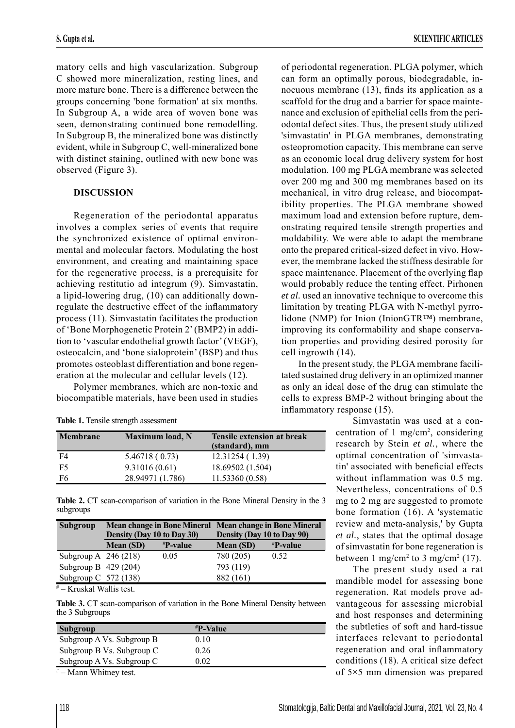matory cells and high vascularization. Subgroup C showed more mineralization, resting lines, and more mature bone. There is a difference between the groups concerning 'bone formation' at six months. In Subgroup A, a wide area of woven bone was seen, demonstrating continued bone remodelling. In Subgroup B, the mineralized bone was distinctly evident, while in Subgroup C, well-mineralized bone with distinct staining, outlined with new bone was observed (Figure 3).

## DISCUSSION

Regeneration of the periodontal apparatus involves a complex series of events that require the synchronized existence of optimal environmental and molecular factors. Modulating the host environment, and creating and maintaining space for the regenerative process, is a prerequisite for achieving restitutio ad integrum (9). Simvastatin, a lipid-lowering drug, (10) can additionally downregulate the destructive effect of the inflammatory process (11). Simvastatin facilitates the production of 'Bone Morphogenetic Protein 2' (BMP2) in addition to 'vascular endothelial growth factor' (VEGF), osteocalcin, and 'bone sialoprotein' (BSP) and thus promotes osteoblast differentiation and bone regeneration at the molecular and cellular levels (12).

Polymer membranes, which are non-toxic and biocompatible materials, have been used in studies of periodontal regeneration. PLGA polymer, which can form an optimally porous, biodegradable, innocuous membrane (13), finds its application as a scaffold for the drug and a barrier for space maintenance and exclusion of epithelial cells from the periodontal defect sites. Thus, the present study utilized 'simvastatin' in PLGA membranes, demonstrating osteopromotion capacity. This membrane can serve as an economic local drug delivery system for host modulation. 100 mg PLGA membrane was selected over 200 mg and 300 mg membranes based on its mechanical, in vitro drug release, and biocompatibility properties. The PLGA membrane showed maximum load and extension before rupture, demonstrating required tensile strength properties and moldability. We were able to adapt the membrane onto the prepared critical-sized defect in vivo. However, the membrane lacked the stiffness desirable for space maintenance. Placement of the overlying flap would probably reduce the tenting effect. Pirhonen *et al.* used an innovative technique to overcome this limitation by treating PLGA with N-methyl pyrrolidone (NMP) for Inion (InionGTR™) membrane, improving its conformability and shape conservation properties and providing desired porosity for cell ingrowth (14).

In the present study, the PLGA membrane facilitated sustained drug delivery in an optimized manner as only an ideal dose of the drug can stimulate the cells to express BMP-2 without bringing about the inflammatory response (15).

**Table 1.** Tensile strength assessment

| Membrane | Maximum load, N | Tensile extension at break (standard), mm |
|---|---|---|
| F4 | 5.46718 ( 0.73) | 12.31254 ( 1.39) |
| F5 | 9.31016 (0.61) | 18.69502 (1.504) |
| F6 | 28.94971 (1.786) | 11.53360 (0.58) |

**Table 2.** CT scan-comparison of variation in the Bone Mineral Density in the 3 subgroups

| Subgroup | Mean change in Bone Mineral Density (Day 10 to Day 30) | | Mean change in Bone Mineral Density (Day 10 to Day 90) | |
|---|---|---|---|---|
| | Mean (SD) | #P-value | Mean (SD) | #P-value |
| Subgroup A | 246 (218) | 0.05 | 780 (205) | 0.52 |
| Subgroup B | 429 (204) | | 793 (119) | |
| Subgroup C | 572 (138) | | 882 (161) | |

# – Kruskal Wallis test.

**Table 3.** CT scan-comparison of variation in the Bone Mineral Density between the 3 Subgroups

| Subgroup | #P-Value |
|---|---|
| Subgroup A Vs. Subgroup B | 0.10 |
| Subgroup B Vs. Subgroup C | 0.26 |
| Subgroup A Vs. Subgroup C | 0.02 |

# – Mann Whitney test.

Simvastatin was used at a concentration of 1 mg/cm$^2$, considering research by Stein *et al.*, where the optimal concentration of 'simvastatin' associated with beneficial effects without inflammation was 0.5 mg. Nevertheless, concentrations of 0.5 mg to 2 mg are suggested to promote bone formation (16). A 'systematic review and meta-analysis,' by Gupta *et al.*, states that the optimal dosage of simvastatin for bone regeneration is between 1 mg/cm$^2$ to 3 mg/cm$^2$ (17).

The present study used a rat mandible model for assessing bone regeneration. Rat models prove advantageous for assessing microbial and host responses and determining the subtleties of soft and hard-tissue interfaces relevant to periodontal regeneration and oral inflammatory conditions (18). A critical size defect of 5×5 mm dimension was prepared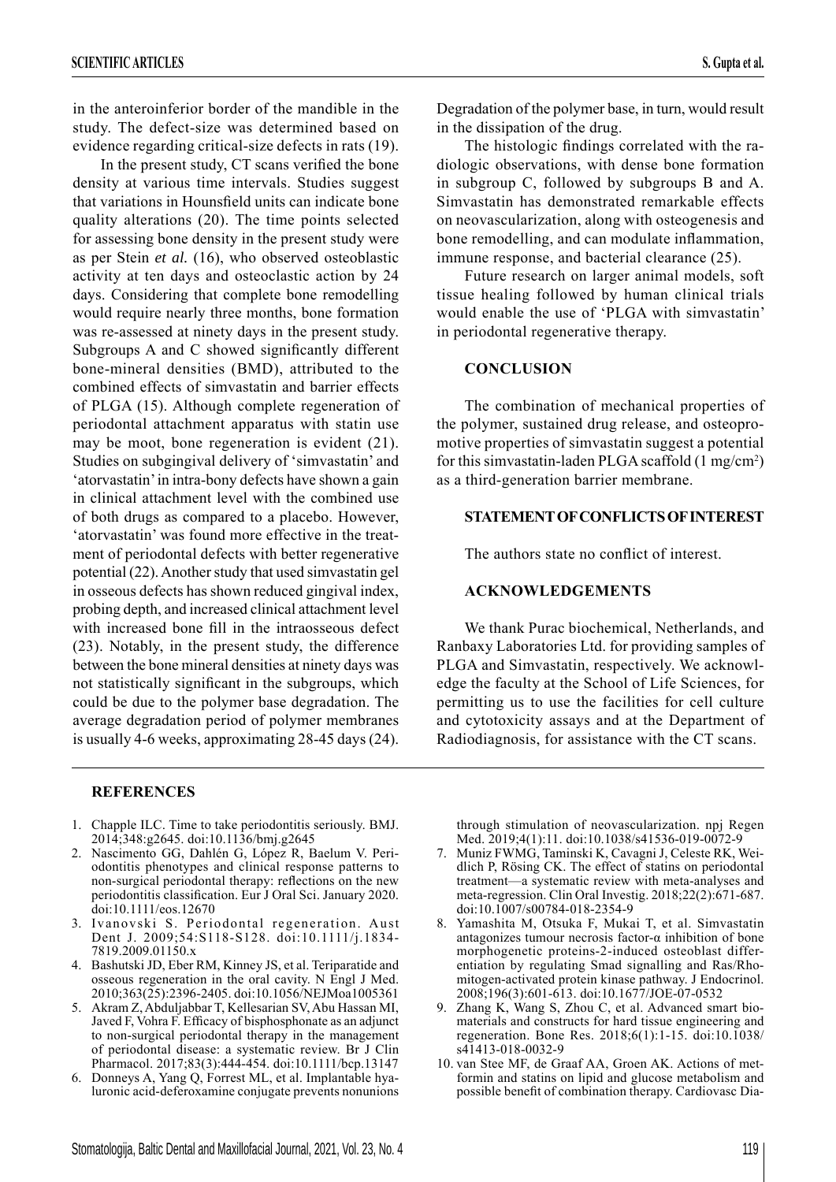in the anteroinferior border of the mandible in the study. The defect-size was determined based on evidence regarding critical-size defects in rats (19).

In the present study, CT scans verified the bone density at various time intervals. Studies suggest that variations in Hounsfield units can indicate bone quality alterations (20). The time points selected for assessing bone density in the present study were as per Stein *et al.* (16), who observed osteoblastic activity at ten days and osteoclastic action by 24 days. Considering that complete bone remodelling would require nearly three months, bone formation was re-assessed at ninety days in the present study. Subgroups A and C showed significantly different bone-mineral densities (BMD), attributed to the combined effects of simvastatin and barrier effects of PLGA (15). Although complete regeneration of periodontal attachment apparatus with statin use may be moot, bone regeneration is evident (21). Studies on subgingival delivery of 'simvastatin' and 'atorvastatin' in intra-bony defects have shown a gain in clinical attachment level with the combined use of both drugs as compared to a placebo. However, 'atorvastatin' was found more effective in the treatment of periodontal defects with better regenerative potential (22). Another study that used simvastatin gel in osseous defects has shown reduced gingival index, probing depth, and increased clinical attachment level with increased bone fill in the intraosseous defect (23). Notably, in the present study, the difference between the bone mineral densities at ninety days was not statistically significant in the subgroups, which could be due to the polymer base degradation. The average degradation period of polymer membranes is usually 4-6 weeks, approximating 28-45 days (24). Degradation of the polymer base, in turn, would result in the dissipation of the drug.

The histologic findings correlated with the radiologic observations, with dense bone formation in subgroup C, followed by subgroups B and A. Simvastatin has demonstrated remarkable effects on neovascularization, along with osteogenesis and bone remodelling, and can modulate inflammation, immune response, and bacterial clearance (25).

Future research on larger animal models, soft tissue healing followed by human clinical trials would enable the use of 'PLGA with simvastatin' in periodontal regenerative therapy.

## CONCLUSION

The combination of mechanical properties of the polymer, sustained drug release, and osteopromotive properties of simvastatin suggest a potential for this simvastatin-laden PLGA scaffold (1 mg/cm$^2$) as a third-generation barrier membrane.

## STATEMENT OF CONFLICTS OF INTEREST

The authors state no conflict of interest.

## ACKNOWLEDGEMENTS

We thank Purac biochemical, Netherlands, and Ranbaxy Laboratories Ltd. for providing samples of PLGA and Simvastatin, respectively. We acknowledge the faculty at the School of Life Sciences, for permitting us to use the facilities for cell culture and cytotoxicity assays and at the Department of Radiodiagnosis, for assistance with the CT scans.

## REFERENCES

1. Chapple ILC. Time to take periodontitis seriously. BMJ. 2014;348:g2645. doi:10.1136/bmj.g2645
2. Nascimento GG, Dahlén G, López R, Baelum V. Periodontitis phenotypes and clinical response patterns to non-surgical periodontal therapy: reflections on the new periodontitis classification. Eur J Oral Sci. January 2020. doi:10.1111/eos.12670
3. Ivanovski S. Periodontal regeneration. Aust Dent J. 2009;54:S118-S128. doi:10.1111/j.1834-7819.2009.01150.x
4. Bashutski JD, Eber RM, Kinney JS, et al. Teriparatide and osseous regeneration in the oral cavity. N Engl J Med. 2010;363(25):2396-2405. doi:10.1056/NEJMoa1005361
5. Akram Z, Abduljabbar T, Kellesarian SV, Abu Hassan MI, Javed F, Vohra F. Efficacy of bisphosphonate as an adjunct to non-surgical periodontal therapy in the management of periodontal disease: a systematic review. Br J Clin Pharmacol. 2017;83(3):444-454. doi:10.1111/bcp.13147
6. Donneys A, Yang Q, Forrest ML, et al. Implantable hyaluronic acid-deferoxamine conjugate prevents nonunions through stimulation of neovascularization. npj Regen Med. 2019;4(1):11. doi:10.1038/s41536-019-0072-9
7. Muniz FWMG, Taminski K, Cavagni J, Celeste RK, Weidlich P, Rösing CK. The effect of statins on periodontal treatment—a systematic review with meta-analyses and meta-regression. Clin Oral Investig. 2018;22(2):671-687. doi:10.1007/s00784-018-2354-9
8. Yamashita M, Otsuka F, Mukai T, et al. Simvastatin antagonizes tumour necrosis factor-α inhibition of bone morphogenetic proteins-2-induced osteoblast differentiation by regulating Smad signalling and Ras/Rho-mitogen-activated protein kinase pathway. J Endocrinol. 2008;196(3):601-613. doi:10.1677/JOE-07-0532
9. Zhang K, Wang S, Zhou C, et al. Advanced smart biomaterials and constructs for hard tissue engineering and regeneration. Bone Res. 2018;6(1):1-15. doi:10.1038/s41413-018-0032-9
10. van Stee MF, de Graaf AA, Groen AK. Actions of metformin and statins on lipid and glucose metabolism and possible benefit of combination therapy. Cardiovasc Dia-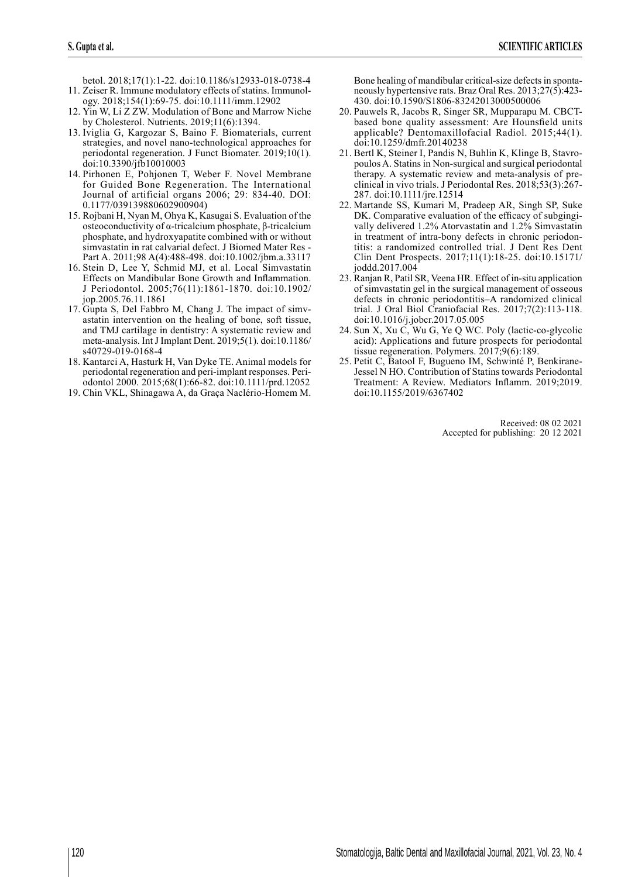betol. 2018;17(1):1-22. doi:10.1186/s12933-018-0738-4

11. Zeiser R. Immune modulatory effects of statins. Immunology. 2018;154(1):69-75. doi:10.1111/imm.12902
12. Yin W, Li Z ZW. Modulation of Bone and Marrow Niche by Cholesterol. Nutrients. 2019;11(6):1394.
13. Iviglia G, Kargozar S, Baino F. Biomaterials, current strategies, and novel nano-technological approaches for periodontal regeneration. J Funct Biomater. 2019;10(1). doi:10.3390/jfb10010003
14. Pirhonen E, Pohjonen T, Weber F. Novel Membrane for Guided Bone Regeneration. The International Journal of artificial organs 2006; 29: 834-40. DOI: 0.1177/039139880602900904)
15. Rojbani H, Nyan M, Ohya K, Kasugai S. Evaluation of the osteoconductivity of α-tricalcium phosphate, β-tricalcium phosphate, and hydroxyapatite combined with or without simvastatin in rat calvarial defect. J Biomed Mater Res - Part A. 2011;98 A(4):488-498. doi:10.1002/jbm.a.33117
16. Stein D, Lee Y, Schmid MJ, et al. Local Simvastatin Effects on Mandibular Bone Growth and Inflammation. J Periodontol. 2005;76(11):1861-1870. doi:10.1902/jop.2005.76.11.1861
17. Gupta S, Del Fabbro M, Chang J. The impact of simvastatin intervention on the healing of bone, soft tissue, and TMJ cartilage in dentistry: A systematic review and meta-analysis. Int J Implant Dent. 2019;5(1). doi:10.1186/s40729-019-0168-4
18. Kantarci A, Hasturk H, Van Dyke TE. Animal models for periodontal regeneration and peri-implant responses. Periodontol 2000. 2015;68(1):66-82. doi:10.1111/prd.12052
19. Chin VKL, Shinagawa A, da Graça Naclério-Homem M. Bone healing of mandibular critical-size defects in spontaneously hypertensive rats. Braz Oral Res. 2013;27(5):423-430. doi:10.1590/S1806-83242013000500006
20. Pauwels R, Jacobs R, Singer SR, Mupparapu M. CBCT-based bone quality assessment: Are Hounsfield units applicable? Dentomaxillofacial Radiol. 2015;44(1). doi:10.1259/dmfr.20140238
21. Bertl K, Steiner I, Pandis N, Buhlin K, Klinge B, Stavropoulos A. Statins in Non-surgical and surgical periodontal therapy. A systematic review and meta-analysis of preclinical in vivo trials. J Periodontal Res. 2018;53(3):267-287. doi:10.1111/jre.12514
22. Martande SS, Kumari M, Pradeep AR, Singh SP, Suke DK. Comparative evaluation of the efficacy of subgingivally delivered 1.2% Atorvastatin and 1.2% Simvastatin in treatment of intra-bony defects in chronic periodontitis: a randomized controlled trial. J Dent Res Dent Clin Dent Prospects. 2017;11(1):18-25. doi:10.15171/joddd.2017.004
23. Ranjan R, Patil SR, Veena HR. Effect of in-situ application of simvastatin gel in the surgical management of osseous defects in chronic periodontitis–A randomized clinical trial. J Oral Biol Craniofacial Res. 2017;7(2):113-118. doi:10.1016/j.jobcr.2017.05.005
24. Sun X, Xu C, Wu G, Ye Q WC. Poly (lactic-co-glycolic acid): Applications and future prospects for periodontal tissue regeneration. Polymers. 2017;9(6):189.
25. Petit C, Batool F, Bugueno IM, Schwinté P, Benkirane-Jessel N HO. Contribution of Statins towards Periodontal Treatment: A Review. Mediators Inflamm. 2019;2019. doi:10.1155/2019/6367402

Received: 08 02 2021
Accepted for publishing: 20 12 2021